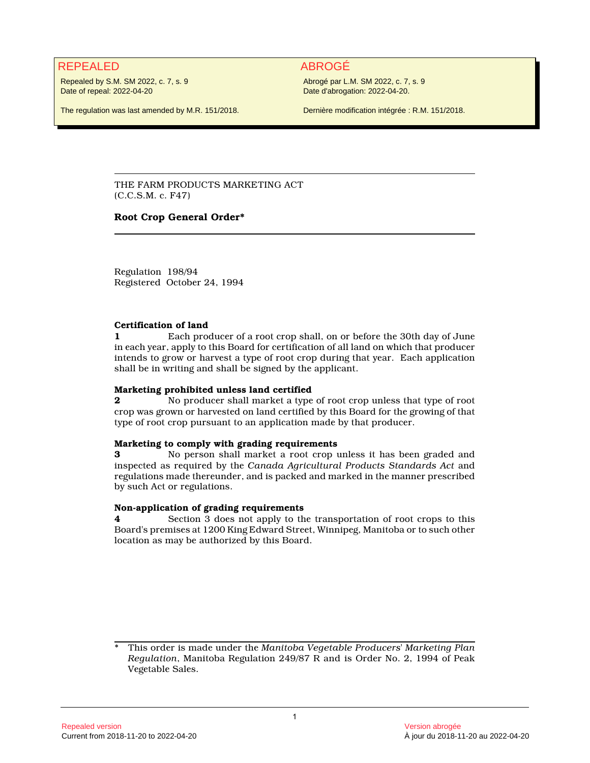REPEALED

Repealed by S.M. SM 2022, c. 7, s. 9
Date of repeal: 2022-04-20

The regulation was last amended by M.R. 151/2018.

ABROGÉ

Abrogé par L.M. SM 2022, c. 7, s. 9
Date d'abrogation: 2022-04-20.

Dernière modification intégrée : R.M. 151/2018.

---

THE FARM PRODUCTS MARKETING ACT
(C.C.S.M. c. F47)

**Root Crop General Order***

---

Regulation 198/94
Registered October 24, 1994

**Certification of land**

**1** Each producer of a root crop shall, on or before the 30th day of June in each year, apply to this Board for certification of all land on which that producer intends to grow or harvest a type of root crop during that year. Each application shall be in writing and shall be signed by the applicant.

**Marketing prohibited unless land certified**

**2** No producer shall market a type of root crop unless that type of root crop was grown or harvested on land certified by this Board for the growing of that type of root crop pursuant to an application made by that producer.

**Marketing to comply with grading requirements**

**3** No person shall market a root crop unless it has been graded and inspected as required by the *Canada Agricultural Products Standards Act* and regulations made thereunder, and is packed and marked in the manner prescribed by such Act or regulations.

**Non-application of grading requirements**

**4** Section 3 does not apply to the transportation of root crops to this Board's premises at 1200 King Edward Street, Winnipeg, Manitoba or to such other location as may be authorized by this Board.

---

\* This order is made under the *Manitoba Vegetable Producers' Marketing Plan Regulation*, Manitoba Regulation 249/87 R and is Order No. 2, 1994 of Peak Vegetable Sales.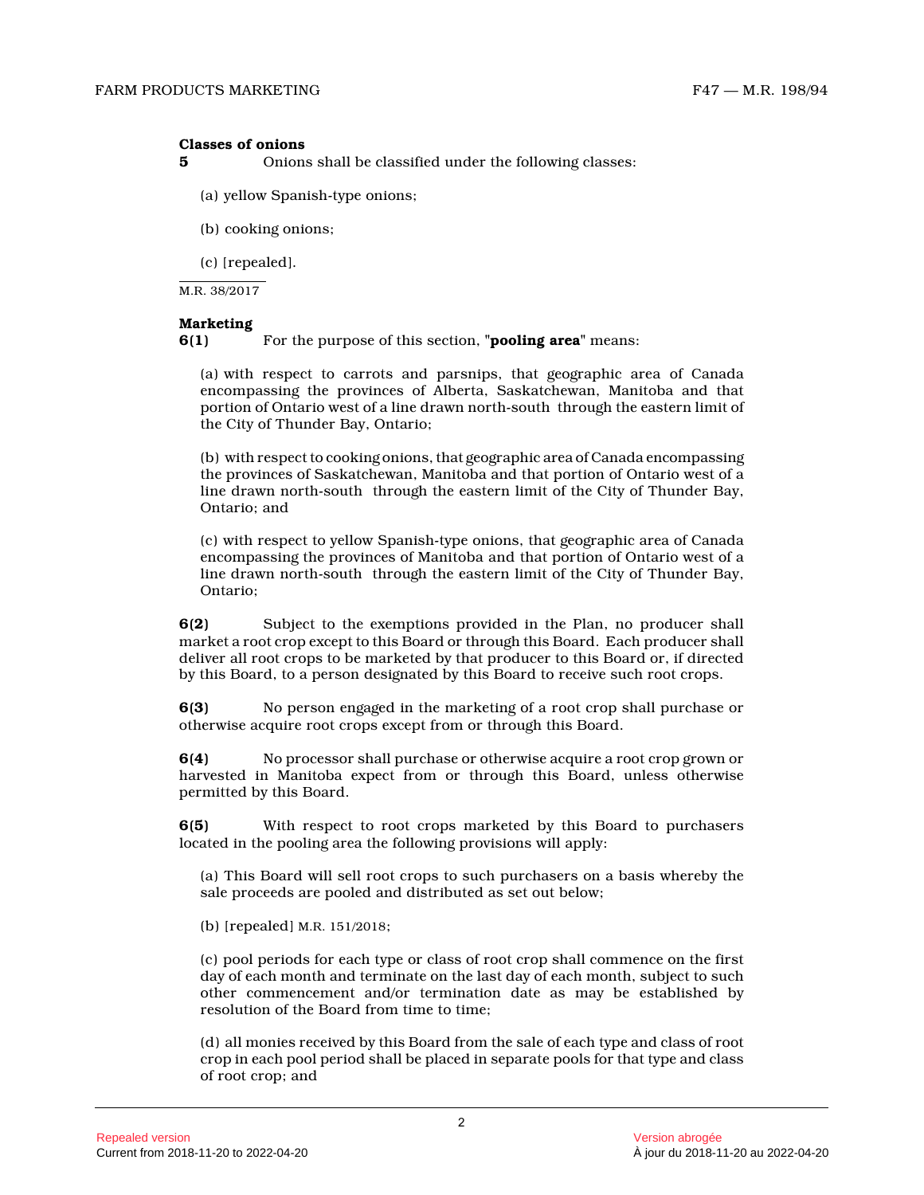**Classes of onions**

**5** Onions shall be classified under the following classes:

(a) yellow Spanish-type onions;

(b) cooking onions;

(c) [repealed].

M.R. 38/2017

**Marketing**

**6(1)** For the purpose of this section, "**pooling area**" means:

(a) with respect to carrots and parsnips, that geographic area of Canada encompassing the provinces of Alberta, Saskatchewan, Manitoba and that portion of Ontario west of a line drawn north-south through the eastern limit of the City of Thunder Bay, Ontario;

(b) with respect to cooking onions, that geographic area of Canada encompassing the provinces of Saskatchewan, Manitoba and that portion of Ontario west of a line drawn north-south through the eastern limit of the City of Thunder Bay, Ontario; and

(c) with respect to yellow Spanish-type onions, that geographic area of Canada encompassing the provinces of Manitoba and that portion of Ontario west of a line drawn north-south through the eastern limit of the City of Thunder Bay, Ontario;

**6(2)** Subject to the exemptions provided in the Plan, no producer shall market a root crop except to this Board or through this Board. Each producer shall deliver all root crops to be marketed by that producer to this Board or, if directed by this Board, to a person designated by this Board to receive such root crops.

**6(3)** No person engaged in the marketing of a root crop shall purchase or otherwise acquire root crops except from or through this Board.

**6(4)** No processor shall purchase or otherwise acquire a root crop grown or harvested in Manitoba expect from or through this Board, unless otherwise permitted by this Board.

**6(5)** With respect to root crops marketed by this Board to purchasers located in the pooling area the following provisions will apply:

(a) This Board will sell root crops to such purchasers on a basis whereby the sale proceeds are pooled and distributed as set out below;

(b) [repealed] M.R. 151/2018;

(c) pool periods for each type or class of root crop shall commence on the first day of each month and terminate on the last day of each month, subject to such other commencement and/or termination date as may be established by resolution of the Board from time to time;

(d) all monies received by this Board from the sale of each type and class of root crop in each pool period shall be placed in separate pools for that type and class of root crop; and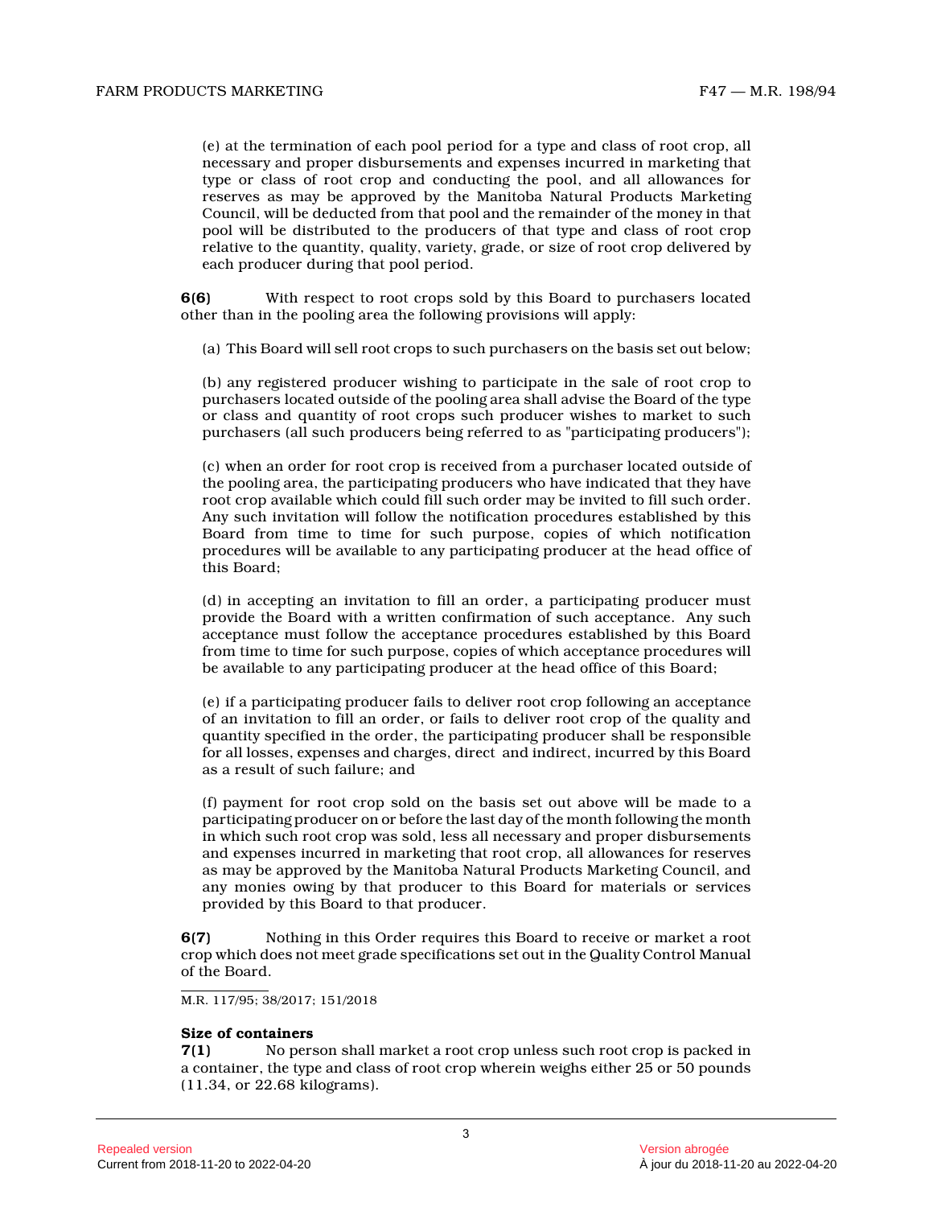(e) at the termination of each pool period for a type and class of root crop, all necessary and proper disbursements and expenses incurred in marketing that type or class of root crop and conducting the pool, and all allowances for reserves as may be approved by the Manitoba Natural Products Marketing Council, will be deducted from that pool and the remainder of the money in that pool will be distributed to the producers of that type and class of root crop relative to the quantity, quality, variety, grade, or size of root crop delivered by each producer during that pool period.

**6(6)** With respect to root crops sold by this Board to purchasers located other than in the pooling area the following provisions will apply:

(a) This Board will sell root crops to such purchasers on the basis set out below;

(b) any registered producer wishing to participate in the sale of root crop to purchasers located outside of the pooling area shall advise the Board of the type or class and quantity of root crops such producer wishes to market to such purchasers (all such producers being referred to as "participating producers");

(c) when an order for root crop is received from a purchaser located outside of the pooling area, the participating producers who have indicated that they have root crop available which could fill such order may be invited to fill such order. Any such invitation will follow the notification procedures established by this Board from time to time for such purpose, copies of which notification procedures will be available to any participating producer at the head office of this Board;

(d) in accepting an invitation to fill an order, a participating producer must provide the Board with a written confirmation of such acceptance. Any such acceptance must follow the acceptance procedures established by this Board from time to time for such purpose, copies of which acceptance procedures will be available to any participating producer at the head office of this Board;

(e) if a participating producer fails to deliver root crop following an acceptance of an invitation to fill an order, or fails to deliver root crop of the quality and quantity specified in the order, the participating producer shall be responsible for all losses, expenses and charges, direct and indirect, incurred by this Board as a result of such failure; and

(f) payment for root crop sold on the basis set out above will be made to a participating producer on or before the last day of the month following the month in which such root crop was sold, less all necessary and proper disbursements and expenses incurred in marketing that root crop, all allowances for reserves as may be approved by the Manitoba Natural Products Marketing Council, and any monies owing by that producer to this Board for materials or services provided by this Board to that producer.

**6(7)** Nothing in this Order requires this Board to receive or market a root crop which does not meet grade specifications set out in the Quality Control Manual of the Board.

M.R. 117/95; 38/2017; 151/2018

**Size of containers**

**7(1)** No person shall market a root crop unless such root crop is packed in a container, the type and class of root crop wherein weighs either 25 or 50 pounds (11.34, or 22.68 kilograms).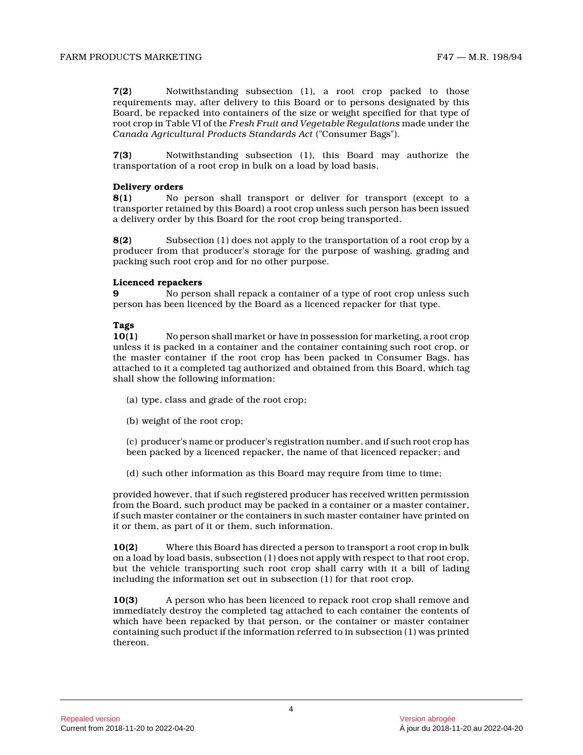**7(2)** Notwithstanding subsection (1), a root crop packed to those requirements may, after delivery to this Board or to persons designated by this Board, be repacked into containers of the size or weight specified for that type of root crop in Table VI of the *Fresh Fruit and Vegetable Regulations* made under the *Canada Agricultural Products Standards Act* ("Consumer Bags").

**7(3)** Notwithstanding subsection (1), this Board may authorize the transportation of a root crop in bulk on a load by load basis.

**Delivery orders**

**8(1)** No person shall transport or deliver for transport (except to a transporter retained by this Board) a root crop unless such person has been issued a delivery order by this Board for the root crop being transported.

**8(2)** Subsection (1) does not apply to the transportation of a root crop by a producer from that producer's storage for the purpose of washing, grading and packing such root crop and for no other purpose.

**Licenced repackers**

**9** No person shall repack a container of a type of root crop unless such person has been licenced by the Board as a licenced repacker for that type.

**Tags**

**10(1)** No person shall market or have in possession for marketing, a root crop unless it is packed in a container and the container containing such root crop, or the master container if the root crop has been packed in Consumer Bags, has attached to it a completed tag authorized and obtained from this Board, which tag shall show the following information:

(a) type, class and grade of the root crop;

(b) weight of the root crop;

(c) producer's name or producer's registration number, and if such root crop has been packed by a licenced repacker, the name of that licenced repacker; and

(d) such other information as this Board may require from time to time;

provided however, that if such registered producer has received written permission from the Board, such product may be packed in a container or a master container, if such master container or the containers in such master container have printed on it or them, as part of it or them, such information.

**10(2)** Where this Board has directed a person to transport a root crop in bulk on a load by load basis, subsection (1) does not apply with respect to that root crop, but the vehicle transporting such root crop shall carry with it a bill of lading including the information set out in subsection (1) for that root crop.

**10(3)** A person who has been licenced to repack root crop shall remove and immediately destroy the completed tag attached to each container the contents of which have been repacked by that person, or the container or master container containing such product if the information referred to in subsection (1) was printed thereon.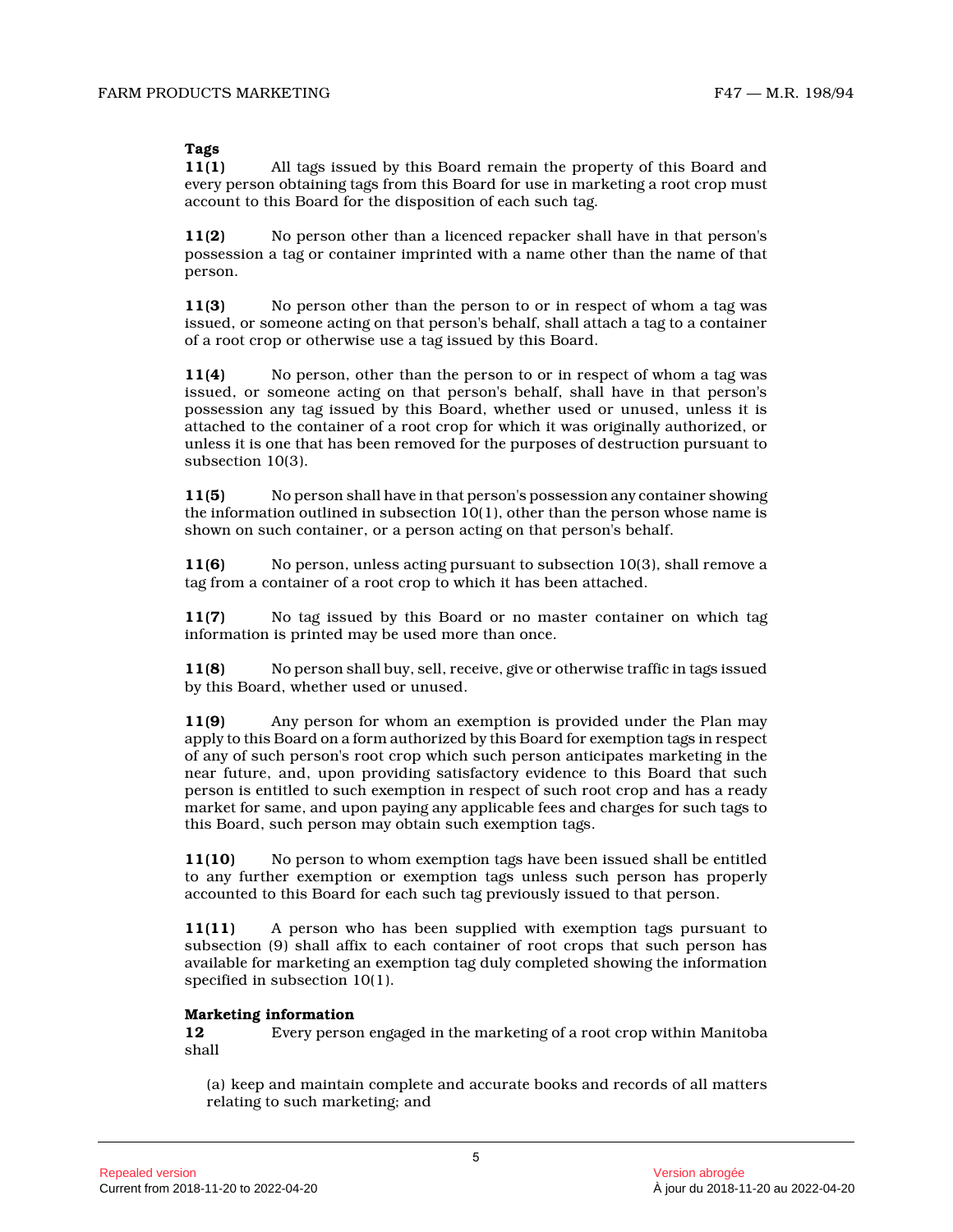**Tags**

**11(1)** All tags issued by this Board remain the property of this Board and every person obtaining tags from this Board for use in marketing a root crop must account to this Board for the disposition of each such tag.

**11(2)** No person other than a licenced repacker shall have in that person's possession a tag or container imprinted with a name other than the name of that person.

**11(3)** No person other than the person to or in respect of whom a tag was issued, or someone acting on that person's behalf, shall attach a tag to a container of a root crop or otherwise use a tag issued by this Board.

**11(4)** No person, other than the person to or in respect of whom a tag was issued, or someone acting on that person's behalf, shall have in that person's possession any tag issued by this Board, whether used or unused, unless it is attached to the container of a root crop for which it was originally authorized, or unless it is one that has been removed for the purposes of destruction pursuant to subsection 10(3).

**11(5)** No person shall have in that person's possession any container showing the information outlined in subsection 10(1), other than the person whose name is shown on such container, or a person acting on that person's behalf.

**11(6)** No person, unless acting pursuant to subsection 10(3), shall remove a tag from a container of a root crop to which it has been attached.

**11(7)** No tag issued by this Board or no master container on which tag information is printed may be used more than once.

**11(8)** No person shall buy, sell, receive, give or otherwise traffic in tags issued by this Board, whether used or unused.

**11(9)** Any person for whom an exemption is provided under the Plan may apply to this Board on a form authorized by this Board for exemption tags in respect of any of such person's root crop which such person anticipates marketing in the near future, and, upon providing satisfactory evidence to this Board that such person is entitled to such exemption in respect of such root crop and has a ready market for same, and upon paying any applicable fees and charges for such tags to this Board, such person may obtain such exemption tags.

**11(10)** No person to whom exemption tags have been issued shall be entitled to any further exemption or exemption tags unless such person has properly accounted to this Board for each such tag previously issued to that person.

**11(11)** A person who has been supplied with exemption tags pursuant to subsection (9) shall affix to each container of root crops that such person has available for marketing an exemption tag duly completed showing the information specified in subsection 10(1).

**Marketing information**

**12** Every person engaged in the marketing of a root crop within Manitoba shall

(a) keep and maintain complete and accurate books and records of all matters relating to such marketing; and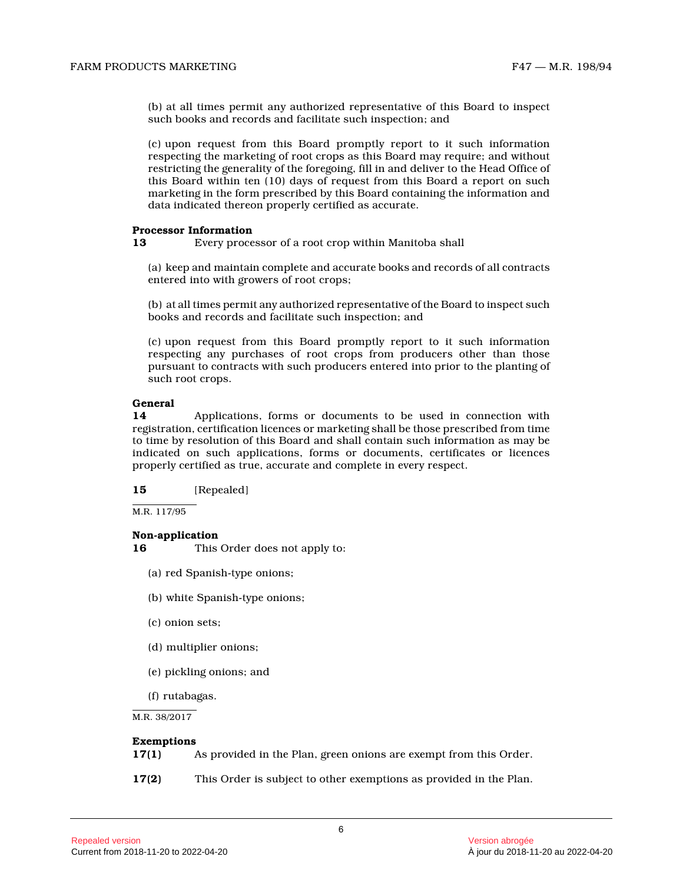(b) at all times permit any authorized representative of this Board to inspect such books and records and facilitate such inspection; and

(c) upon request from this Board promptly report to it such information respecting the marketing of root crops as this Board may require; and without restricting the generality of the foregoing, fill in and deliver to the Head Office of this Board within ten (10) days of request from this Board a report on such marketing in the form prescribed by this Board containing the information and data indicated thereon properly certified as accurate.

**Processor Information**

**13** Every processor of a root crop within Manitoba shall

(a) keep and maintain complete and accurate books and records of all contracts entered into with growers of root crops;

(b) at all times permit any authorized representative of the Board to inspect such books and records and facilitate such inspection; and

(c) upon request from this Board promptly report to it such information respecting any purchases of root crops from producers other than those pursuant to contracts with such producers entered into prior to the planting of such root crops.

**General**

**14** Applications, forms or documents to be used in connection with registration, certification licences or marketing shall be those prescribed from time to time by resolution of this Board and shall contain such information as may be indicated on such applications, forms or documents, certificates or licences properly certified as true, accurate and complete in every respect.

**15** [Repealed]

M.R. 117/95

**Non-application**

**16** This Order does not apply to:

(a) red Spanish-type onions;

(b) white Spanish-type onions;

(c) onion sets;

(d) multiplier onions;

(e) pickling onions; and

(f) rutabagas.

M.R. 38/2017

**Exemptions**

**17(1)** As provided in the Plan, green onions are exempt from this Order.

**17(2)** This Order is subject to other exemptions as provided in the Plan.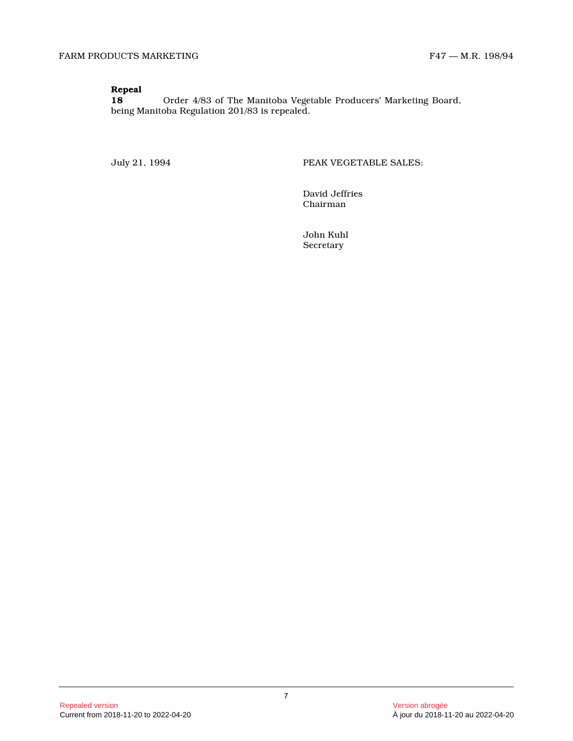**Repeal**

**18** Order 4/83 of The Manitoba Vegetable Producers' Marketing Board, being Manitoba Regulation 201/83 is repealed.

July 21, 1994

PEAK VEGETABLE SALES:

David Jeffries
Chairman

John Kuhl
Secretary